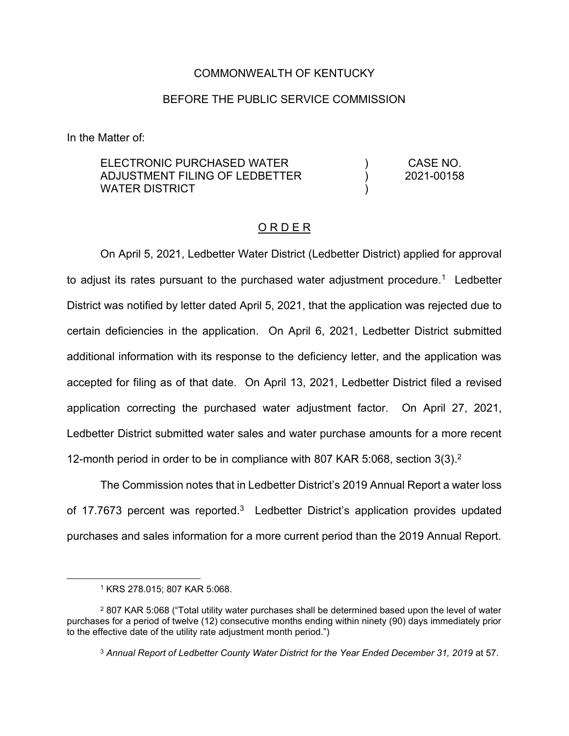COMMONWEALTH OF KENTUCKY

BEFORE THE PUBLIC SERVICE COMMISSION

In the Matter of:

| | | |
|---|---|---|
| ELECTRONIC PURCHASED WATER ADJUSTMENT FILING OF LEDBETTER WATER DISTRICT | ) ) ) | CASE NO. 2021-00158 |

## O R D E R

On April 5, 2021, Ledbetter Water District (Ledbetter District) applied for approval to adjust its rates pursuant to the purchased water adjustment procedure.[1] Ledbetter District was notified by letter dated April 5, 2021, that the application was rejected due to certain deficiencies in the application. On April 6, 2021, Ledbetter District submitted additional information with its response to the deficiency letter, and the application was accepted for filing as of that date. On April 13, 2021, Ledbetter District filed a revised application correcting the purchased water adjustment factor. On April 27, 2021, Ledbetter District submitted water sales and water purchase amounts for a more recent 12-month period in order to be in compliance with 807 KAR 5:068, section 3(3).[2]

The Commission notes that in Ledbetter District's 2019 Annual Report a water loss of 17.7673 percent was reported.[3] Ledbetter District's application provides updated purchases and sales information for a more current period than the 2019 Annual Report.

---

[1] KRS 278.015; 807 KAR 5:068.

[2] 807 KAR 5:068 ("Total utility water purchases shall be determined based upon the level of water purchases for a period of twelve (12) consecutive months ending within ninety (90) days immediately prior to the effective date of the utility rate adjustment month period.")

[3] *Annual Report of Ledbetter County Water District for the Year Ended December 31, 2019* at 57.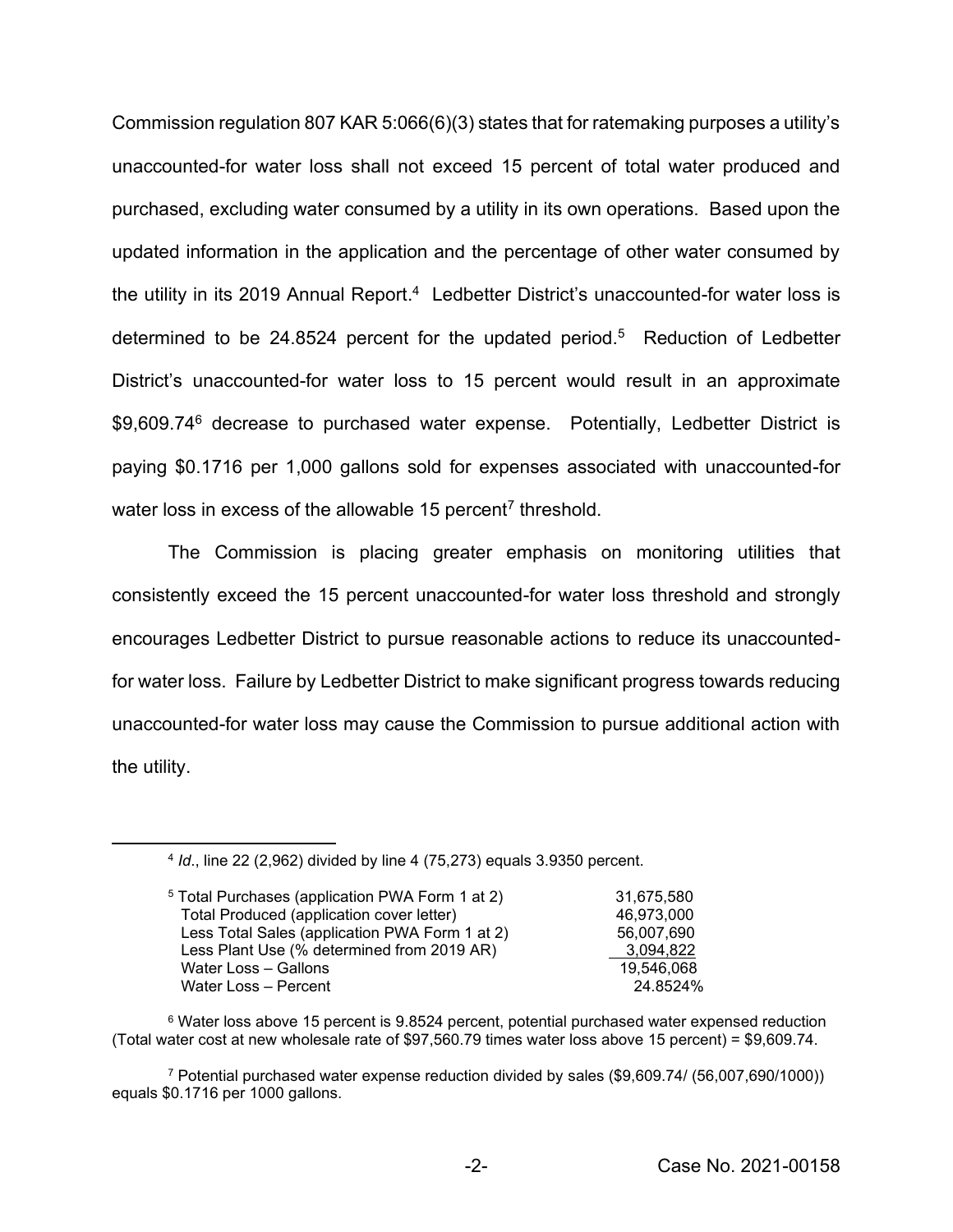Commission regulation 807 KAR 5:066(6)(3) states that for ratemaking purposes a utility's unaccounted-for water loss shall not exceed 15 percent of total water produced and purchased, excluding water consumed by a utility in its own operations. Based upon the updated information in the application and the percentage of other water consumed by the utility in its 2019 Annual Report.[4] Ledbetter District's unaccounted-for water loss is determined to be 24.8524 percent for the updated period.[5] Reduction of Ledbetter District's unaccounted-for water loss to 15 percent would result in an approximate $9,609.74[6] decrease to purchased water expense. Potentially, Ledbetter District is paying $0.1716 per 1,000 gallons sold for expenses associated with unaccounted-for water loss in excess of the allowable 15 percent[7] threshold.

The Commission is placing greater emphasis on monitoring utilities that consistently exceed the 15 percent unaccounted-for water loss threshold and strongly encourages Ledbetter District to pursue reasonable actions to reduce its unaccounted-for water loss. Failure by Ledbetter District to make significant progress towards reducing unaccounted-for water loss may cause the Commission to pursue additional action with the utility.

---

[4] *Id*., line 22 (2,962) divided by line 4 (75,273) equals 3.9350 percent.

[5]

| | |
|---|---|
| Total Purchases (application PWA Form 1 at 2) | 31,675,580 |
| Total Produced (application cover letter) | 46,973,000 |
| Less Total Sales (application PWA Form 1 at 2) | 56,007,690 |
| Less Plant Use (% determined from 2019 AR) | 3,094,822 |
| Water Loss – Gallons | 19,546,068 |
| Water Loss – Percent | 24.8524% |

[6] Water loss above 15 percent is 9.8524 percent, potential purchased water expensed reduction (Total water cost at new wholesale rate of $97,560.79 times water loss above 15 percent) = $9,609.74.

[7] Potential purchased water expense reduction divided by sales ($9,609.74/ (56,007,690/1000)) equals $0.1716 per 1000 gallons.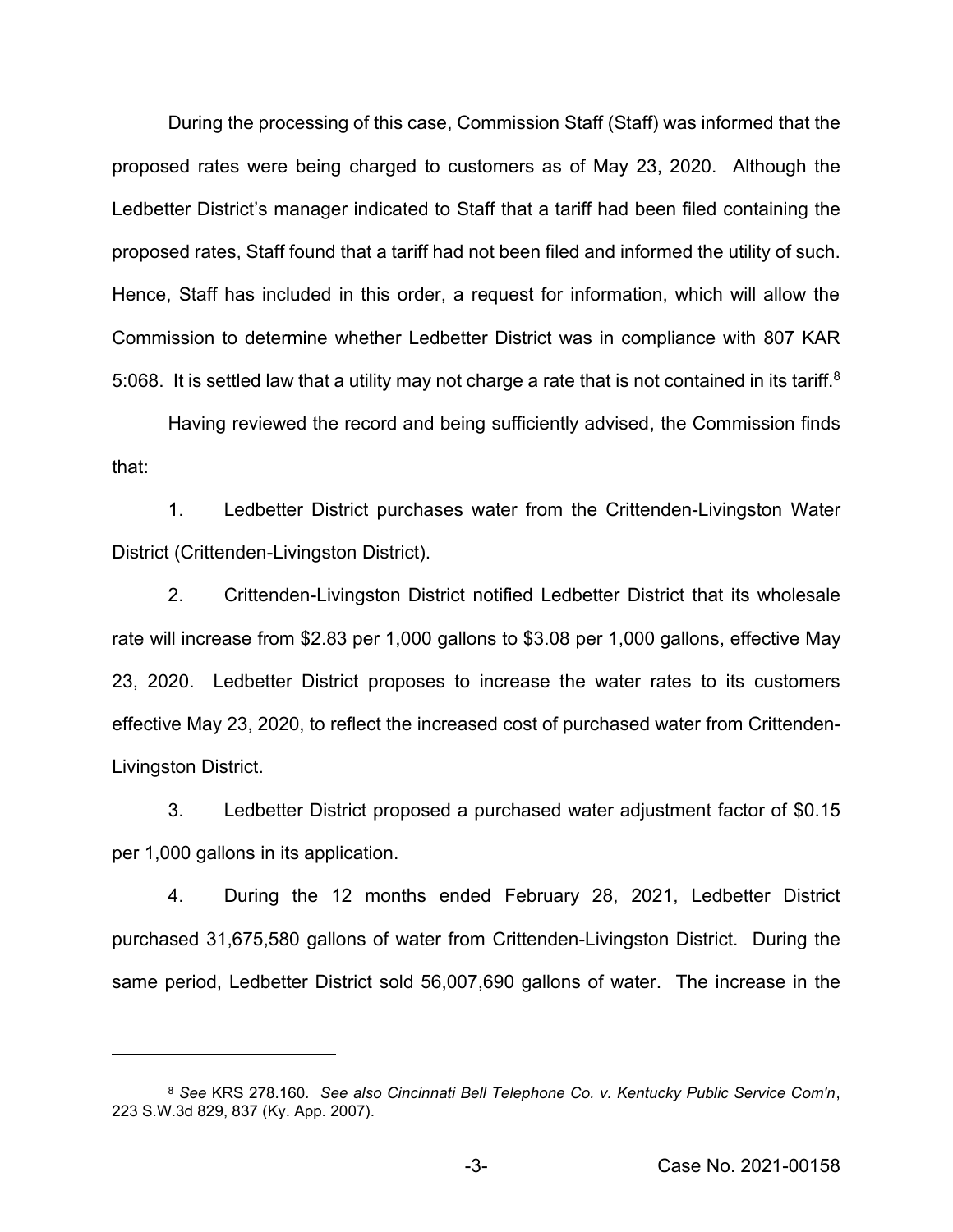During the processing of this case, Commission Staff (Staff) was informed that the proposed rates were being charged to customers as of May 23, 2020. Although the Ledbetter District's manager indicated to Staff that a tariff had been filed containing the proposed rates, Staff found that a tariff had not been filed and informed the utility of such. Hence, Staff has included in this order, a request for information, which will allow the Commission to determine whether Ledbetter District was in compliance with 807 KAR 5:068. It is settled law that a utility may not charge a rate that is not contained in its tariff.[8]

Having reviewed the record and being sufficiently advised, the Commission finds that:

1. Ledbetter District purchases water from the Crittenden-Livingston Water District (Crittenden-Livingston District).

2. Crittenden-Livingston District notified Ledbetter District that its wholesale rate will increase from $2.83 per 1,000 gallons to $3.08 per 1,000 gallons, effective May 23, 2020. Ledbetter District proposes to increase the water rates to its customers effective May 23, 2020, to reflect the increased cost of purchased water from Crittenden-Livingston District.

3. Ledbetter District proposed a purchased water adjustment factor of $0.15 per 1,000 gallons in its application.

4. During the 12 months ended February 28, 2021, Ledbetter District purchased 31,675,580 gallons of water from Crittenden-Livingston District. During the same period, Ledbetter District sold 56,007,690 gallons of water. The increase in the

---

[8] *See* KRS 278.160. *See also Cincinnati Bell Telephone Co. v. Kentucky Public Service Com'n*, 223 S.W.3d 829, 837 (Ky. App. 2007).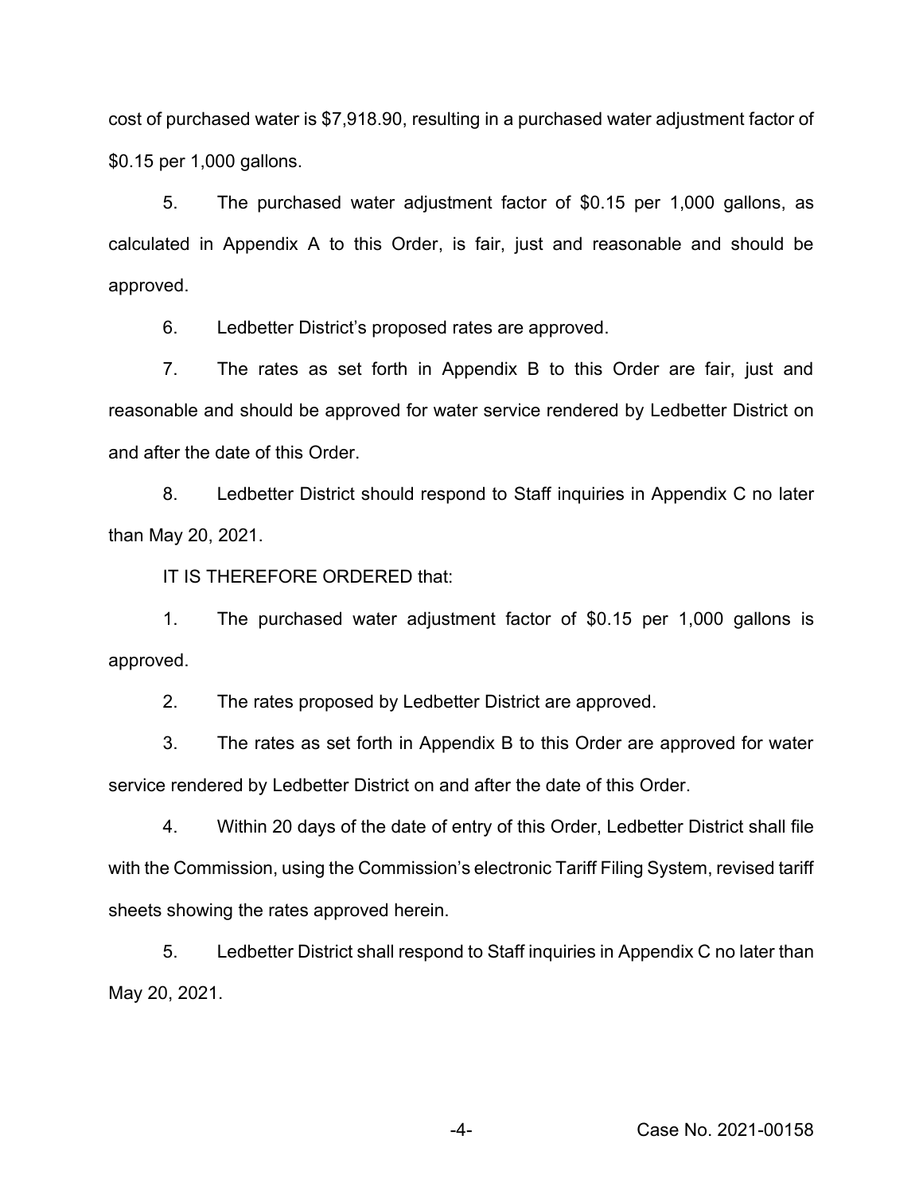cost of purchased water is $7,918.90, resulting in a purchased water adjustment factor of $0.15 per 1,000 gallons.

5. The purchased water adjustment factor of $0.15 per 1,000 gallons, as calculated in Appendix A to this Order, is fair, just and reasonable and should be approved.

6. Ledbetter District's proposed rates are approved.

7. The rates as set forth in Appendix B to this Order are fair, just and reasonable and should be approved for water service rendered by Ledbetter District on and after the date of this Order.

8. Ledbetter District should respond to Staff inquiries in Appendix C no later than May 20, 2021.

IT IS THEREFORE ORDERED that:

1. The purchased water adjustment factor of $0.15 per 1,000 gallons is approved.

2. The rates proposed by Ledbetter District are approved.

3. The rates as set forth in Appendix B to this Order are approved for water service rendered by Ledbetter District on and after the date of this Order.

4. Within 20 days of the date of entry of this Order, Ledbetter District shall file with the Commission, using the Commission's electronic Tariff Filing System, revised tariff sheets showing the rates approved herein.

5. Ledbetter District shall respond to Staff inquiries in Appendix C no later than May 20, 2021.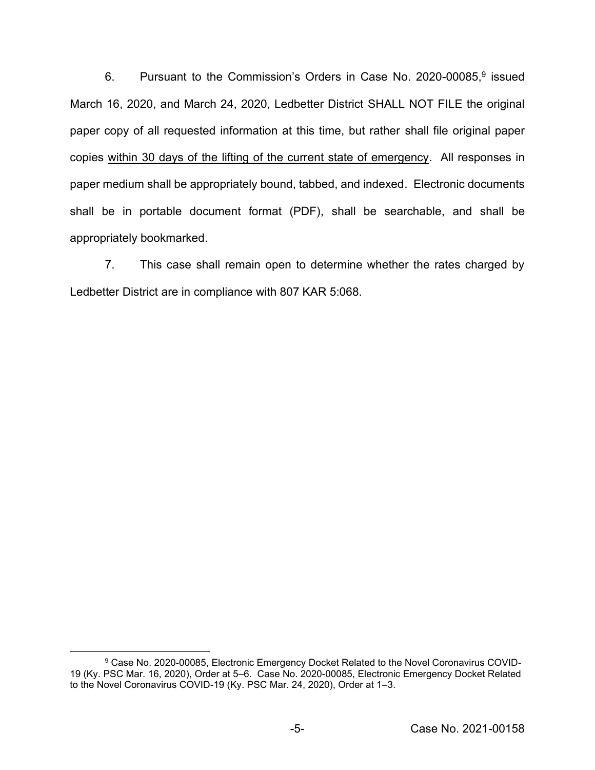6. Pursuant to the Commission's Orders in Case No. 2020-00085,[9] issued March 16, 2020, and March 24, 2020, Ledbetter District SHALL NOT FILE the original paper copy of all requested information at this time, but rather shall file original paper copies <u>within 30 days of the lifting of the current state of emergency</u>. All responses in paper medium shall be appropriately bound, tabbed, and indexed. Electronic documents shall be in portable document format (PDF), shall be searchable, and shall be appropriately bookmarked.

7. This case shall remain open to determine whether the rates charged by Ledbetter District are in compliance with 807 KAR 5:068.

---

[9] Case No. 2020-00085, Electronic Emergency Docket Related to the Novel Coronavirus COVID-19 (Ky. PSC Mar. 16, 2020), Order at 5–6. Case No. 2020-00085, Electronic Emergency Docket Related to the Novel Coronavirus COVID-19 (Ky. PSC Mar. 24, 2020), Order at 1–3.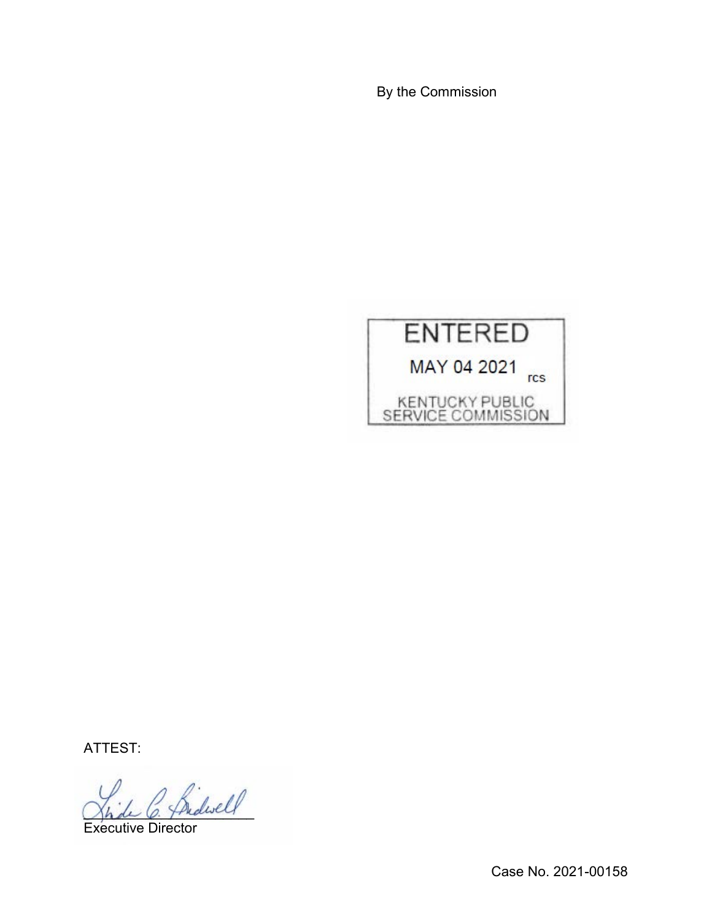By the Commission

ENTERED

MAY 04 2021 rcs

KENTUCKY PUBLIC SERVICE COMMISSION

ATTEST:

Executive Director

Case No. 2021-00158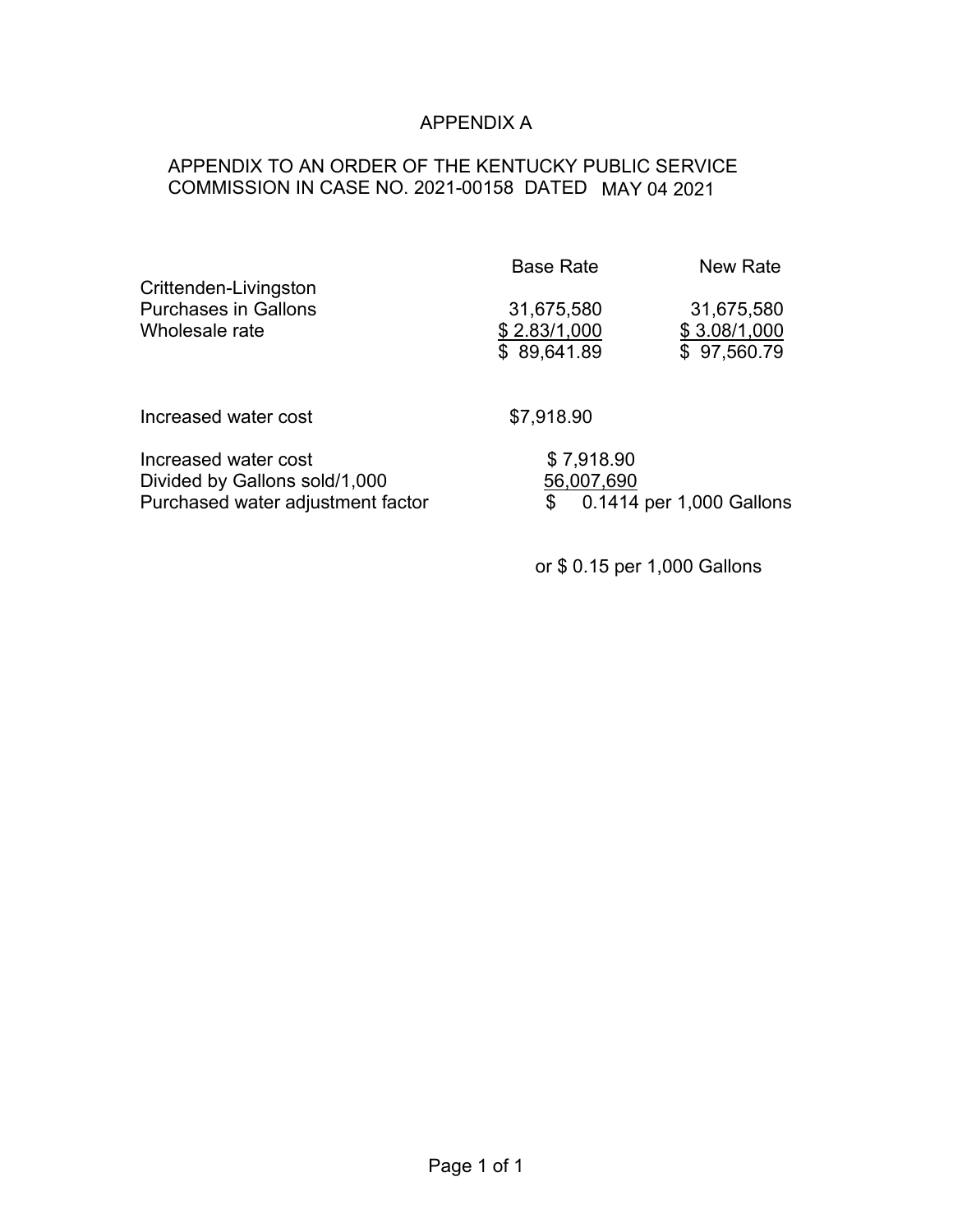# APPENDIX A

APPENDIX TO AN ORDER OF THE KENTUCKY PUBLIC SERVICE COMMISSION IN CASE NO. 2021-00158 DATED MAY 04 2021

| | Base Rate | New Rate |
|---|---|---|
| Crittenden-Livingston | | |
| Purchases in Gallons | 31,675,580 | 31,675,580 |
| Wholesale rate | $ 2.83/1,000 | $ 3.08/1,000 |
| | $ 89,641.89 | $ 97,560.79 |

| | |
|---|---|
| Increased water cost | $7,918.90 |

| | |
|---|---|
| Increased water cost | $ 7,918.90 |
| Divided by Gallons sold/1,000 | 56,007,690 |
| Purchased water adjustment factor | $ 0.1414 per 1,000 Gallons |

or $ 0.15 per 1,000 Gallons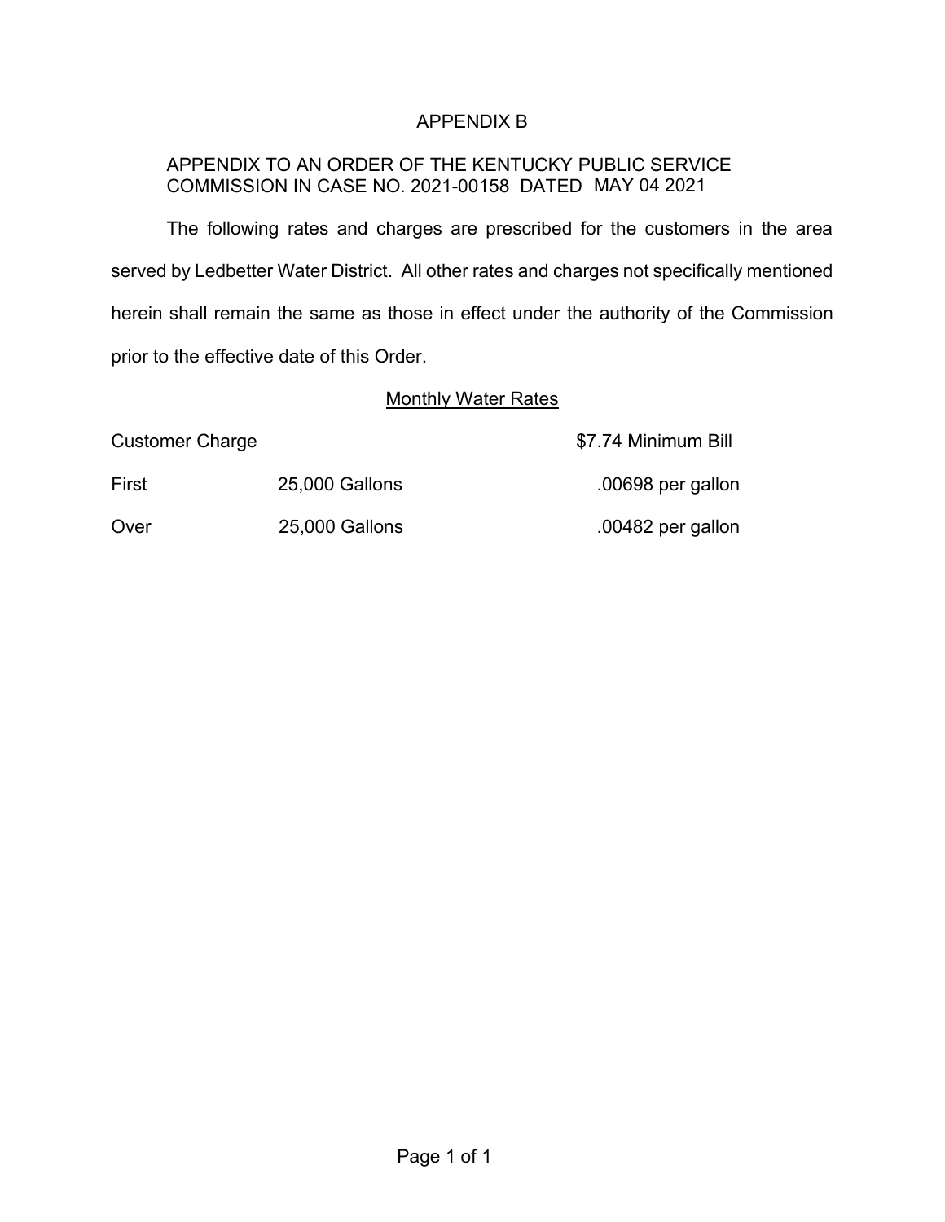# APPENDIX B

APPENDIX TO AN ORDER OF THE KENTUCKY PUBLIC SERVICE COMMISSION IN CASE NO. 2021-00158 DATED MAY 04 2021

The following rates and charges are prescribed for the customers in the area served by Ledbetter Water District. All other rates and charges not specifically mentioned herein shall remain the same as those in effect under the authority of the Commission prior to the effective date of this Order.

## Monthly Water Rates

| | | |
|---|---|---|
| Customer Charge | | $7.74 Minimum Bill |
| First | 25,000 Gallons | .00698 per gallon |
| Over | 25,000 Gallons | .00482 per gallon |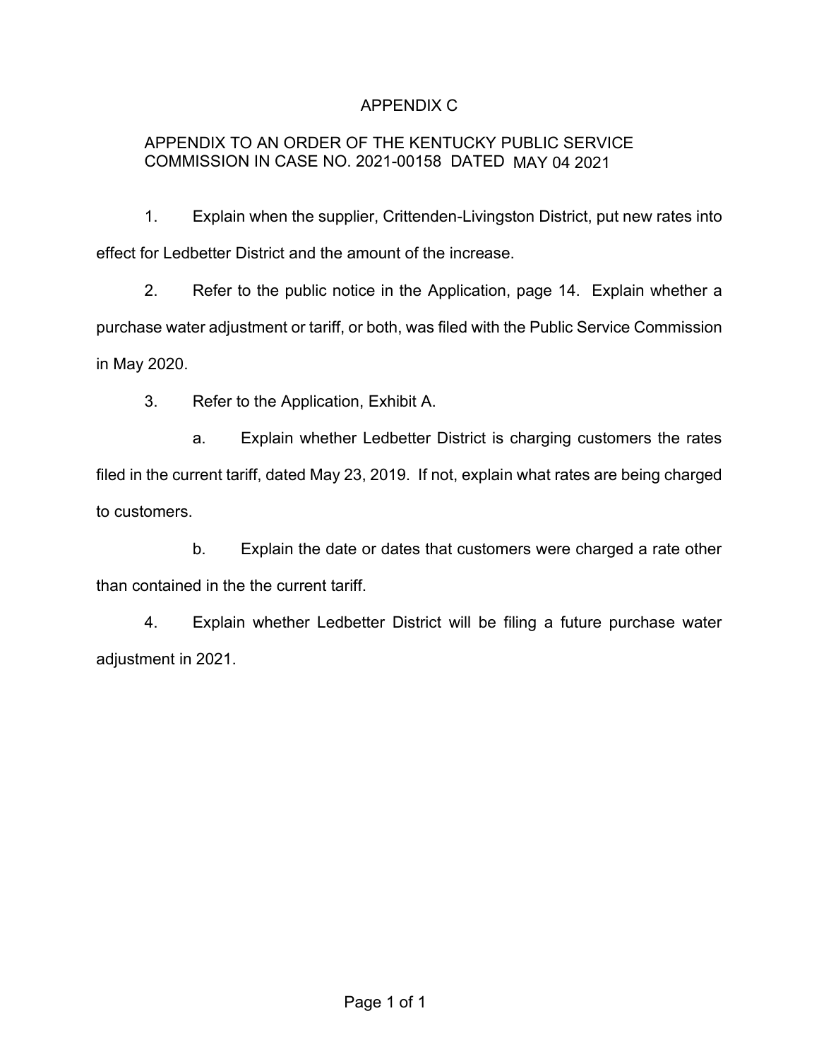# APPENDIX C

## APPENDIX TO AN ORDER OF THE KENTUCKY PUBLIC SERVICE COMMISSION IN CASE NO. 2021-00158 DATED MAY 04 2021

1. Explain when the supplier, Crittenden-Livingston District, put new rates into effect for Ledbetter District and the amount of the increase.

2. Refer to the public notice in the Application, page 14. Explain whether a purchase water adjustment or tariff, or both, was filed with the Public Service Commission in May 2020.

3. Refer to the Application, Exhibit A.

   a. Explain whether Ledbetter District is charging customers the rates filed in the current tariff, dated May 23, 2019. If not, explain what rates are being charged to customers.

   b. Explain the date or dates that customers were charged a rate other than contained in the the current tariff.

4. Explain whether Ledbetter District will be filing a future purchase water adjustment in 2021.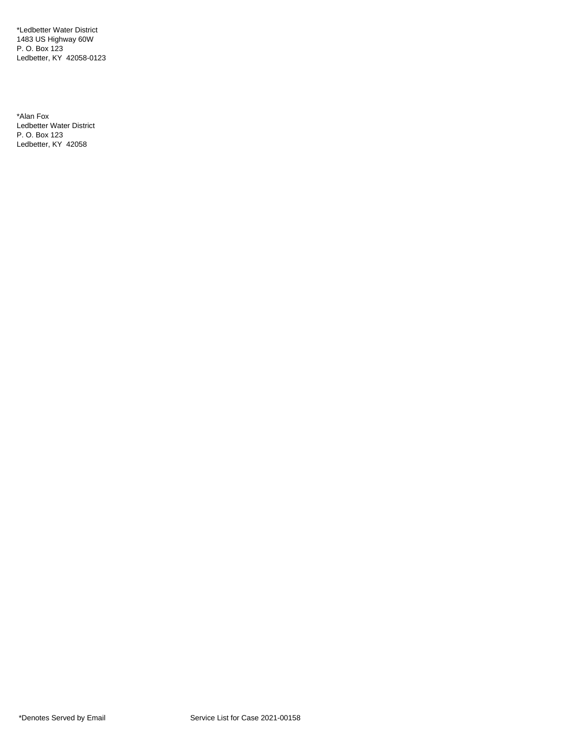*Ledbetter Water District
1483 US Highway 60W
P. O. Box 123
Ledbetter, KY  42058-0123

*Alan Fox
Ledbetter Water District
P. O. Box 123
Ledbetter, KY  42058

*Denotes Served by Email

Service List for Case 2021-00158